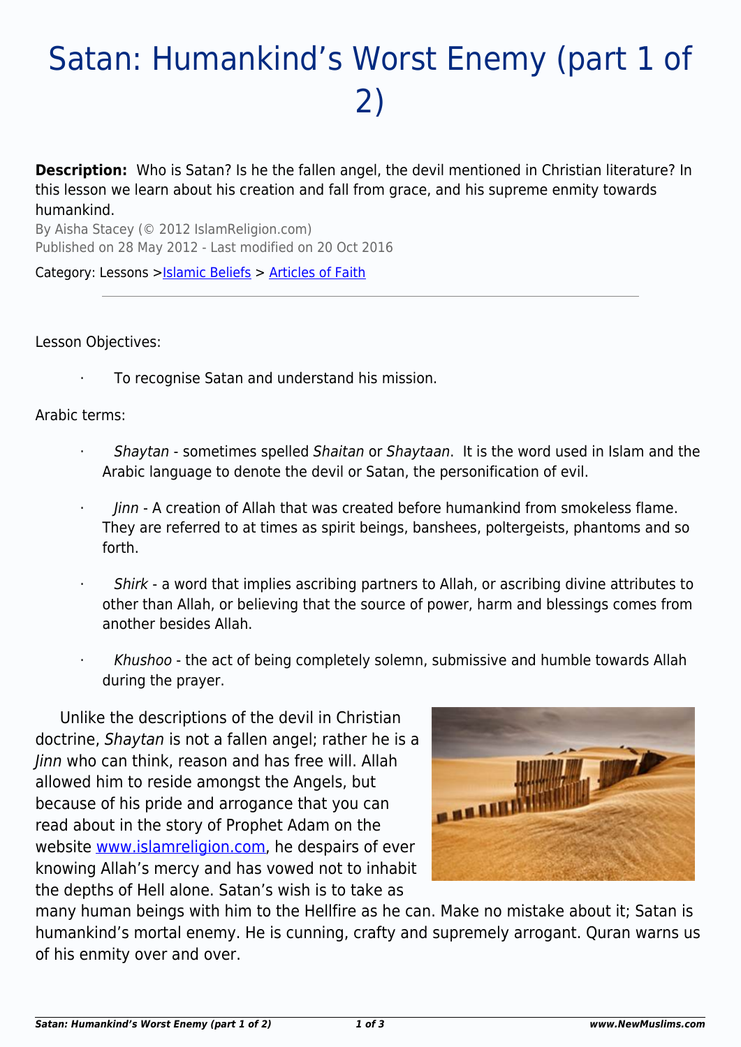# Satan: Humankind's Worst Enemy (part 1 of 2)

**Description:** Who is Satan? Is he the fallen angel, the devil mentioned in Christian literature? In this lesson we learn about his creation and fall from grace, and his supreme enmity towards humankind.

By Aisha Stacey (© 2012 IslamReligion.com)
Published on 28 May 2012 - Last modified on 20 Oct 2016

Category: Lessons >[Islamic Beliefs](#) > [Articles of Faith](#)

---

Lesson Objectives:

- To recognise Satan and understand his mission.

Arabic terms:

- *Shaytan* - sometimes spelled *Shaitan* or *Shaytaan*. It is the word used in Islam and the Arabic language to denote the devil or Satan, the personification of evil.
- *Jinn* - A creation of Allah that was created before humankind from smokeless flame. They are referred to at times as spirit beings, banshees, poltergeists, phantoms and so forth.
- *Shirk* - a word that implies ascribing partners to Allah, or ascribing divine attributes to other than Allah, or believing that the source of power, harm and blessings comes from another besides Allah.
- *Khushoo* - the act of being completely solemn, submissive and humble towards Allah during the prayer.

Unlike the descriptions of the devil in Christian doctrine, *Shaytan* is not a fallen angel; rather he is a *Jinn* who can think, reason and has free will. Allah allowed him to reside amongst the Angels, but because of his pride and arrogance that you can read about in the story of Prophet Adam on the website [www.islamreligion.com](http://www.islamreligion.com), he despairs of ever knowing Allah's mercy and has vowed not to inhabit the depths of Hell alone. Satan's wish is to take as many human beings with him to the Hellfire as he can. Make no mistake about it; Satan is humankind's mortal enemy. He is cunning, crafty and supremely arrogant. Quran warns us of his enmity over and over.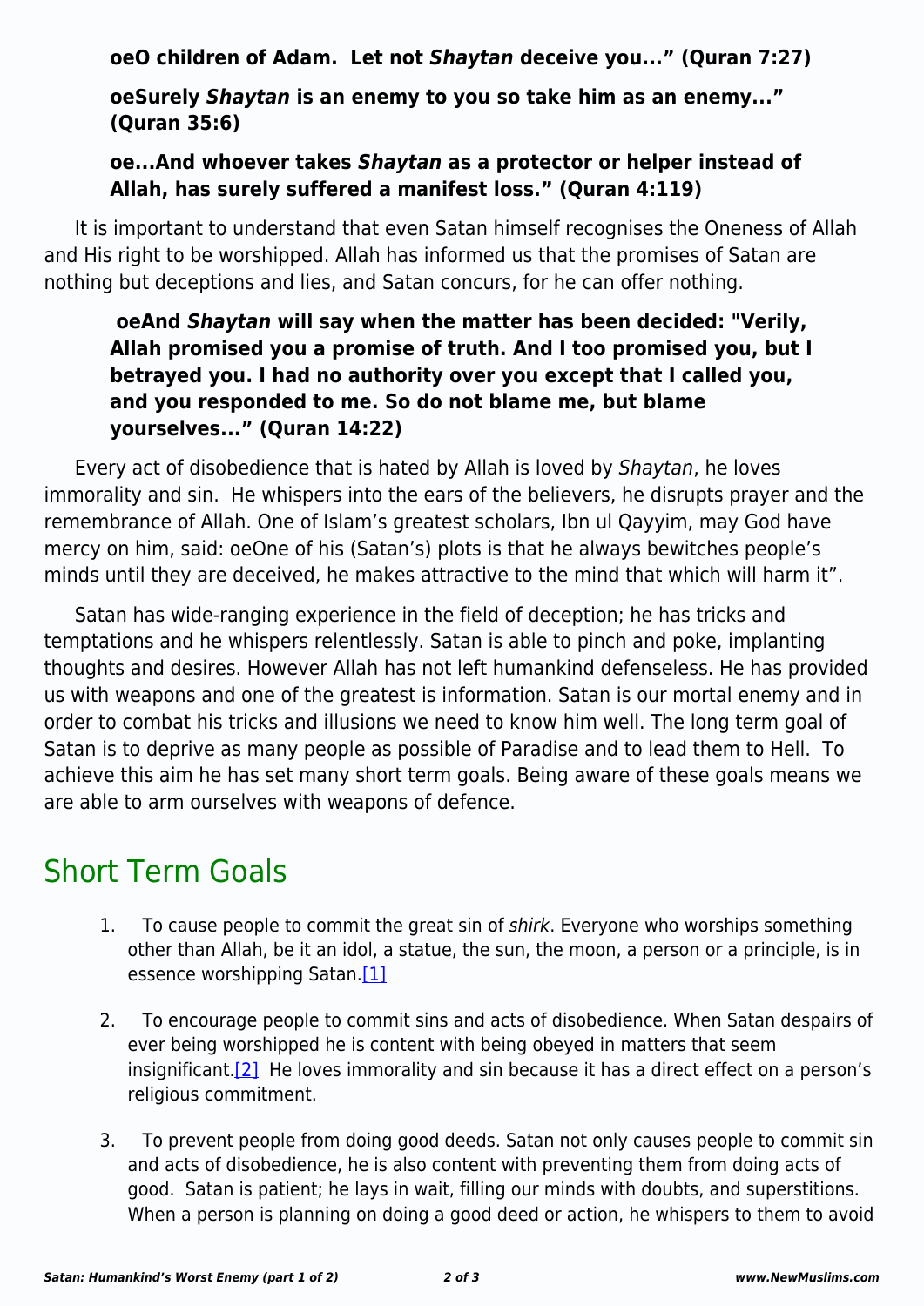**oeO children of Adam.  Let not *Shaytan* deceive you..." (Quran 7:27)**

**oeSurely *Shaytan* is an enemy to you so take him as an enemy..." (Quran 35:6)**

**oe...And whoever takes *Shaytan* as a protector or helper instead of Allah, has surely suffered a manifest loss." (Quran 4:119)**

It is important to understand that even Satan himself recognises the Oneness of Allah and His right to be worshipped. Allah has informed us that the promises of Satan are nothing but deceptions and lies, and Satan concurs, for he can offer nothing.

**oeAnd *Shaytan* will say when the matter has been decided: "Verily, Allah promised you a promise of truth. And I too promised you, but I betrayed you. I had no authority over you except that I called you, and you responded to me. So do not blame me, but blame yourselves..." (Quran 14:22)**

Every act of disobedience that is hated by Allah is loved by *Shaytan*, he loves immorality and sin.  He whispers into the ears of the believers, he disrupts prayer and the remembrance of Allah. One of Islam's greatest scholars, Ibn ul Qayyim, may God have mercy on him, said: oeOne of his (Satan's) plots is that he always bewitches people's minds until they are deceived, he makes attractive to the mind that which will harm it".

Satan has wide-ranging experience in the field of deception; he has tricks and temptations and he whispers relentlessly. Satan is able to pinch and poke, implanting thoughts and desires. However Allah has not left humankind defenseless. He has provided us with weapons and one of the greatest is information. Satan is our mortal enemy and in order to combat his tricks and illusions we need to know him well. The long term goal of Satan is to deprive as many people as possible of Paradise and to lead them to Hell.  To achieve this aim he has set many short term goals. Being aware of these goals means we are able to arm ourselves with weapons of defence.

## Short Term Goals

1. To cause people to commit the great sin of *shirk*. Everyone who worships something other than Allah, be it an idol, a statue, the sun, the moon, a person or a principle, is in essence worshipping Satan.[1]

2. To encourage people to commit sins and acts of disobedience. When Satan despairs of ever being worshipped he is content with being obeyed in matters that seem insignificant.[2]  He loves immorality and sin because it has a direct effect on a person's religious commitment.

3. To prevent people from doing good deeds. Satan not only causes people to commit sin and acts of disobedience, he is also content with preventing them from doing acts of good.  Satan is patient; he lays in wait, filling our minds with doubts, and superstitions. When a person is planning on doing a good deed or action, he whispers to them to avoid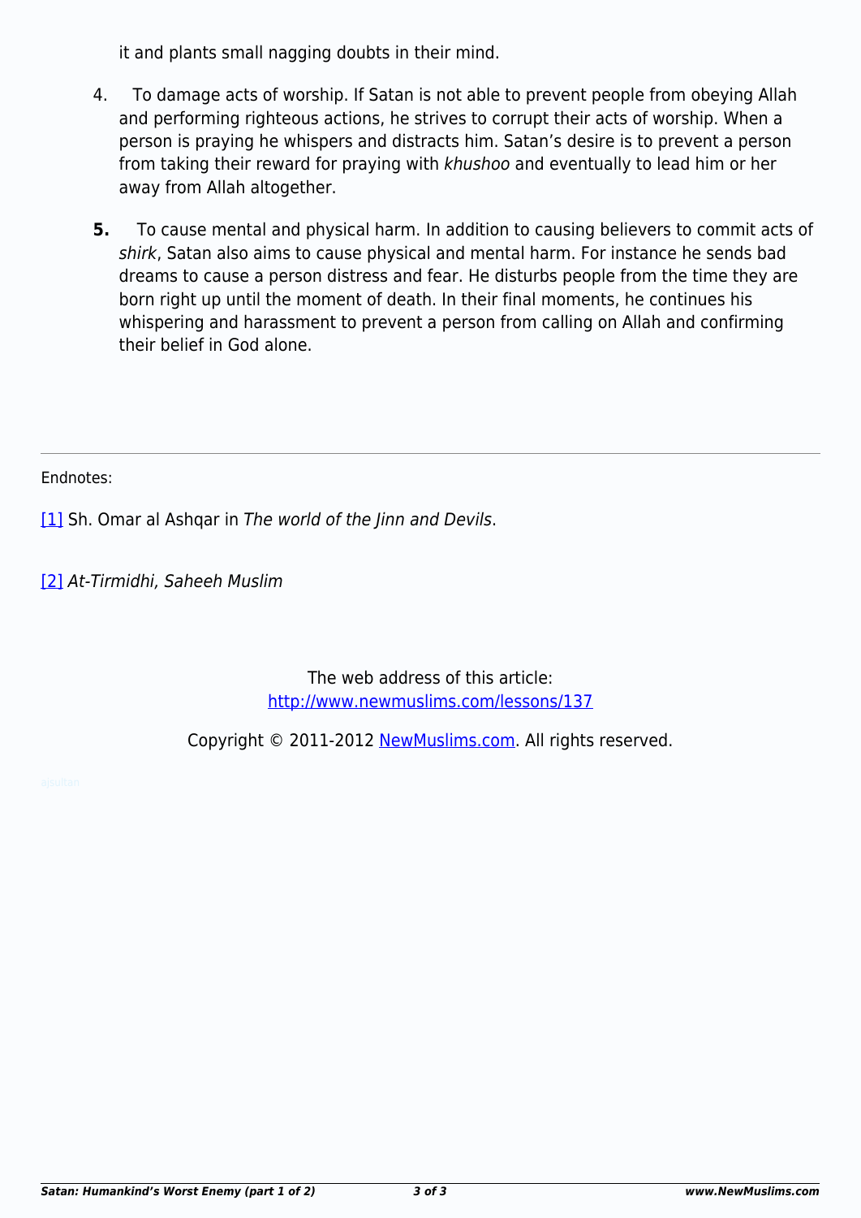it and plants small nagging doubts in their mind.

4. To damage acts of worship. If Satan is not able to prevent people from obeying Allah and performing righteous actions, he strives to corrupt their acts of worship. When a person is praying he whispers and distracts him. Satan's desire is to prevent a person from taking their reward for praying with *khushoo* and eventually to lead him or her away from Allah altogether.

5. To cause mental and physical harm. In addition to causing believers to commit acts of *shirk*, Satan also aims to cause physical and mental harm. For instance he sends bad dreams to cause a person distress and fear. He disturbs people from the time they are born right up until the moment of death. In their final moments, he continues his whispering and harassment to prevent a person from calling on Allah and confirming their belief in God alone.

---

Endnotes:

[1] Sh. Omar al Ashqar in *The world of the Jinn and Devils*.

[2] *At-Tirmidhi, Saheeh Muslim*

The web address of this article:
http://www.newmuslims.com/lessons/137

Copyright © 2011-2012 NewMuslims.com. All rights reserved.

ajsultan